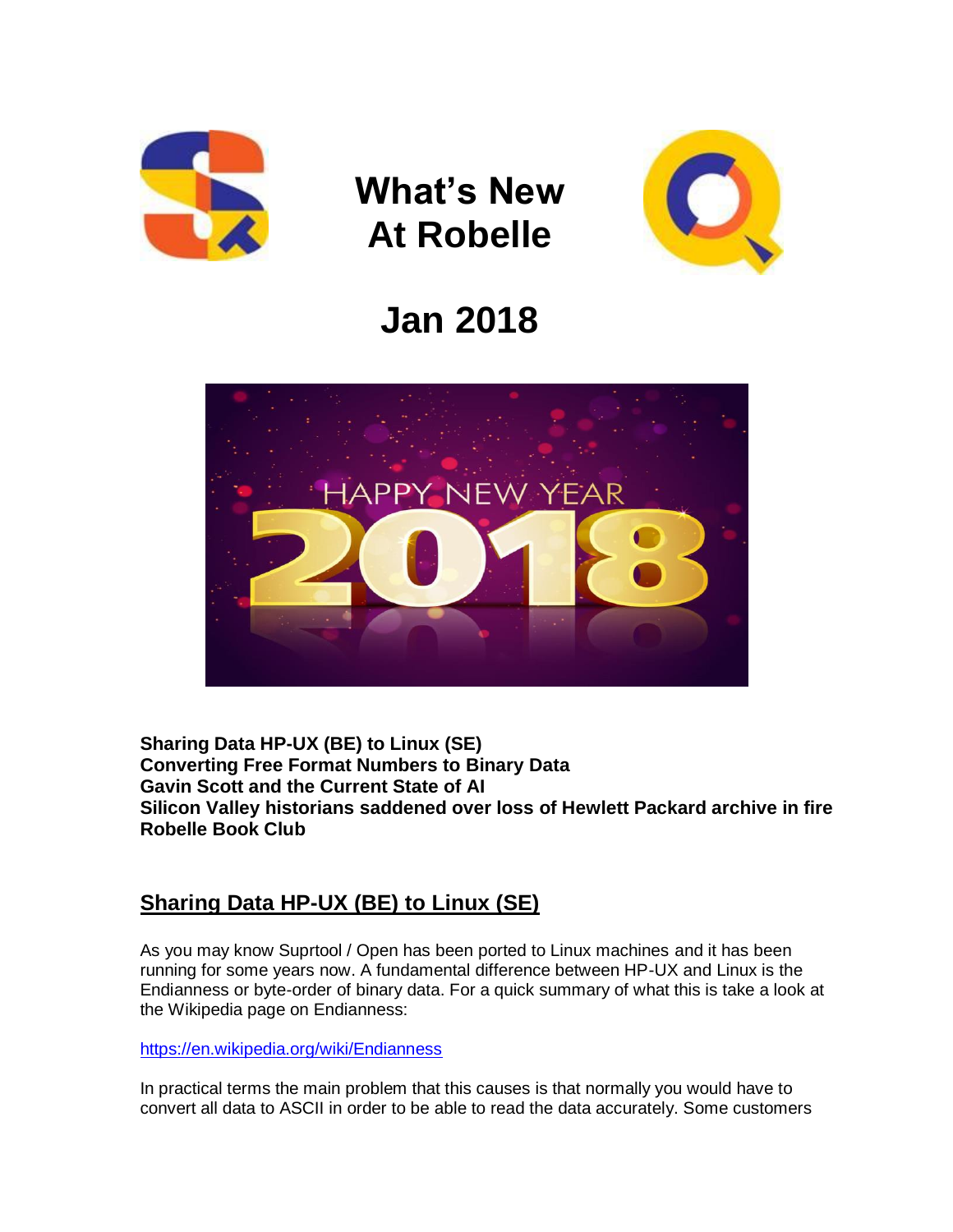# What's New At Robelle

# Jan 2018

**Sharing Data HP-UX (BE) to Linux (SE)**
**Converting Free Format Numbers to Binary Data**
**Gavin Scott and the Current State of AI**
**Silicon Valley historians saddened over loss of Hewlett Packard archive in fire**
**Robelle Book Club**

## Sharing Data HP-UX (BE) to Linux (SE)

As you may know Suprtool / Open has been ported to Linux machines and it has been running for some years now. A fundamental difference between HP-UX and Linux is the Endianness or byte-order of binary data. For a quick summary of what this is take a look at the Wikipedia page on Endianness:

https://en.wikipedia.org/wiki/Endianness

In practical terms the main problem that this causes is that normally you would have to convert all data to ASCII in order to be able to read the data accurately. Some customers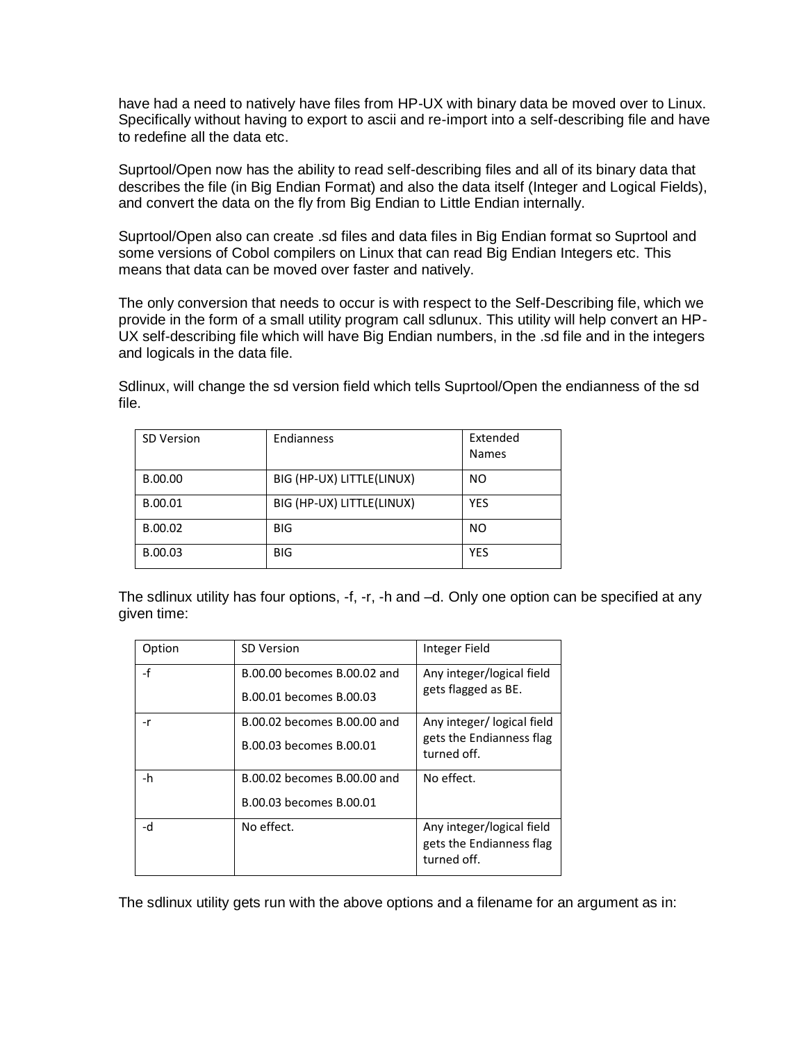have had a need to natively have files from HP-UX with binary data be moved over to Linux. Specifically without having to export to ascii and re-import into a self-describing file and have to redefine all the data etc.

Suprtool/Open now has the ability to read self-describing files and all of its binary data that describes the file (in Big Endian Format) and also the data itself (Integer and Logical Fields), and convert the data on the fly from Big Endian to Little Endian internally.

Suprtool/Open also can create .sd files and data files in Big Endian format so Suprtool and some versions of Cobol compilers on Linux that can read Big Endian Integers etc. This means that data can be moved over faster and natively.

The only conversion that needs to occur is with respect to the Self-Describing file, which we provide in the form of a small utility program call sdlunux. This utility will help convert an HP-UX self-describing file which will have Big Endian numbers, in the .sd file and in the integers and logicals in the data file.

Sdlinux, will change the sd version field which tells Suprtool/Open the endianness of the sd file.

| SD Version | Endianness | Extended Names |
|---|---|---|
| B.00.00 | BIG (HP-UX) LITTLE(LINUX) | NO |
| B.00.01 | BIG (HP-UX) LITTLE(LINUX) | YES |
| B.00.02 | BIG | NO |
| B.00.03 | BIG | YES |

The sdlinux utility has four options, -f, -r, -h and –d. Only one option can be specified at any given time:

| Option | SD Version | Integer Field |
|---|---|---|
| -f | B.00.00 becomes B.00.02 and B.00.01 becomes B.00.03 | Any integer/logical field gets flagged as BE. |
| -r | B.00.02 becomes B.00.00 and B.00.03 becomes B.00.01 | Any integer/ logical field gets the Endianness flag turned off. |
| -h | B.00.02 becomes B.00.00 and B.00.03 becomes B.00.01 | No effect. |
| -d | No effect. | Any integer/logical field gets the Endianness flag turned off. |

The sdlinux utility gets run with the above options and a filename for an argument as in: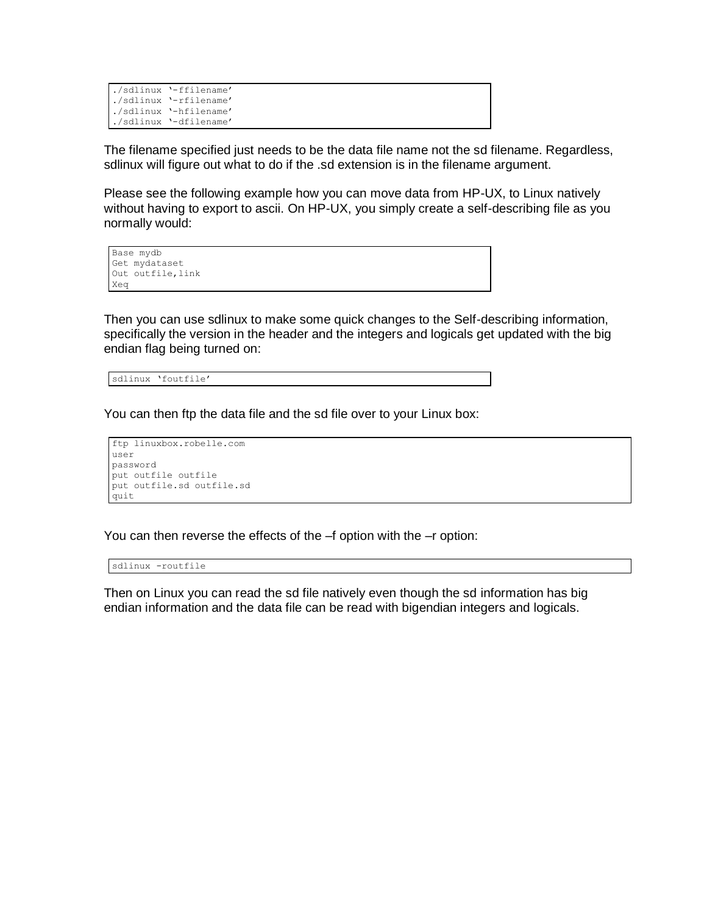```
./sdlinux '-ffilename'
./sdlinux '-rfilename'
./sdlinux '-hfilename'
./sdlinux '-dfilename'
```

The filename specified just needs to be the data file name not the sd filename. Regardless, sdlinux will figure out what to do if the .sd extension is in the filename argument.

Please see the following example how you can move data from HP-UX, to Linux natively without having to export to ascii. On HP-UX, you simply create a self-describing file as you normally would:

```
Base mydb
Get mydataset
Out outfile,link
Xeq
```

Then you can use sdlinux to make some quick changes to the Self-describing information, specifically the version in the header and the integers and logicals get updated with the big endian flag being turned on:

```
sdlinux 'foutfile'
```

You can then ftp the data file and the sd file over to your Linux box:

```
ftp linuxbox.robelle.com
user
password
put outfile outfile
put outfile.sd outfile.sd
quit
```

You can then reverse the effects of the –f option with the –r option:

```
sdlinux -routfile
```

Then on Linux you can read the sd file natively even though the sd information has big endian information and the data file can be read with bigendian integers and logicals.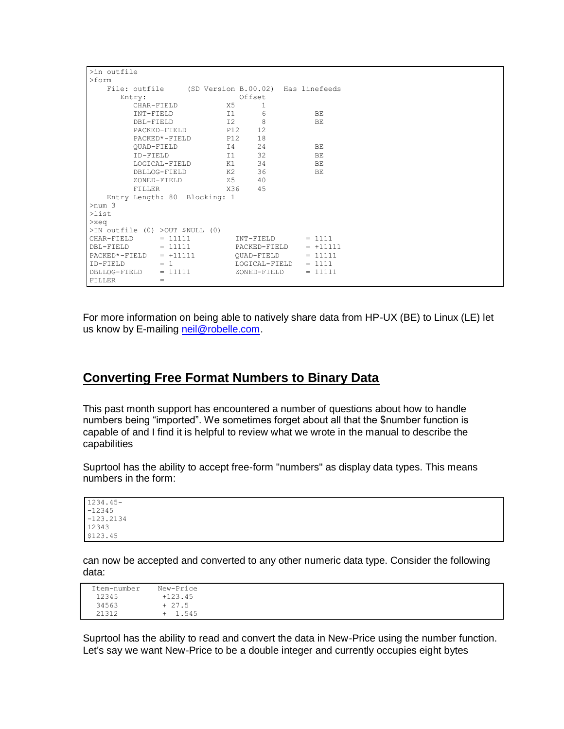```
>in outfile
>form
    File: outfile     (SD Version B.00.02)  Has linefeeds
       Entry:                    Offset
          CHAR-FIELD           X5       1
          INT-FIELD            I1       6          BE
          DBL-FIELD            I2       8          BE
          PACKED-FIELD         P12     12
          PACKED*-FIELD        P12     18
          QUAD-FIELD           I4      24          BE
          ID-FIELD             I1      32          BE
          LOGICAL-FIELD        K1      34          BE
          DBLLOG-FIELD         K2      36          BE
          ZONED-FIELD          Z5      40
          FILLER               X36     45
    Entry Length: 80  Blocking: 1
>num 3
>list
>xeq
>IN outfile (0) >OUT $NULL (0)
CHAR-FIELD      = 11111          INT-FIELD       = 1111
DBL-FIELD       = 11111          PACKED-FIELD    = +11111
PACKED*-FIELD   = +11111         QUAD-FIELD      = 11111
ID-FIELD        = 1              LOGICAL-FIELD   = 1111
DBLLOG-FIELD    = 11111          ZONED-FIELD     = 11111
FILLER          =
```

For more information on being able to natively share data from HP-UX (BE) to Linux (LE) let us know by E-mailing neil@robelle.com.

## Converting Free Format Numbers to Binary Data

This past month support has encountered a number of questions about how to handle numbers being "imported". We sometimes forget about all that the $number function is capable of and I find it is helpful to review what we wrote in the manual to describe the capabilities

Suprtool has the ability to accept free-form "numbers" as display data types. This means numbers in the form:

```
1234.45-
-12345
-123.2134
12343
$123.45
```

can now be accepted and converted to any other numeric data type. Consider the following data:

```
 Item-number    New-Price
  12345          +123.45
  34563          + 27.5
  21312          +  1.545
```

Suprtool has the ability to read and convert the data in New-Price using the number function. Let's say we want New-Price to be a double integer and currently occupies eight bytes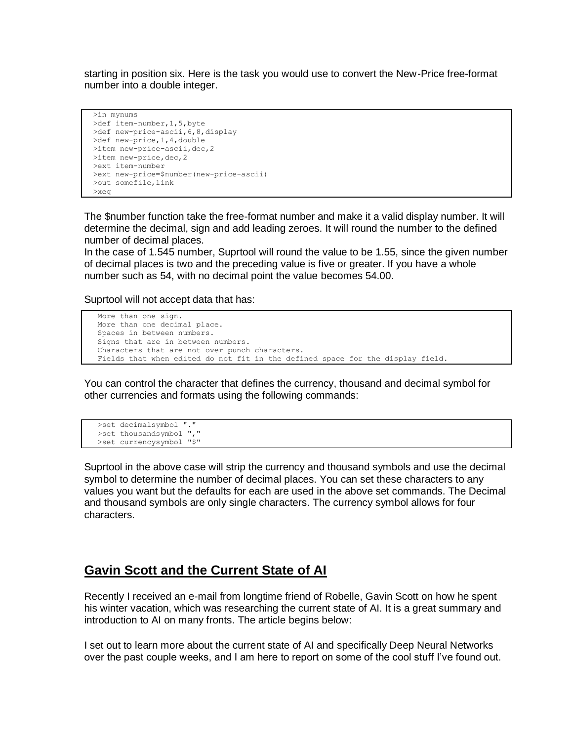starting in position six. Here is the task you would use to convert the New-Price free-format number into a double integer.

```
>in mynums
>def item-number,1,5,byte
>def new-price-ascii,6,8,display
>def new-price,1,4,double
>item new-price-ascii,dec,2
>item new-price,dec,2
>ext item-number
>ext new-price=$number(new-price-ascii)
>out somefile,link
>xeq
```

The $number function take the free-format number and make it a valid display number. It will determine the decimal, sign and add leading zeroes. It will round the number to the defined number of decimal places.
In the case of 1.545 number, Suprtool will round the value to be 1.55, since the given number of decimal places is two and the preceding value is five or greater. If you have a whole number such as 54, with no decimal point the value becomes 54.00.

Suprtool will not accept data that has:

```
More than one sign.
More than one decimal place.
Spaces in between numbers.
Signs that are in between numbers.
Characters that are not over punch characters.
Fields that when edited do not fit in the defined space for the display field.
```

You can control the character that defines the currency, thousand and decimal symbol for other currencies and formats using the following commands:

```
>set decimalsymbol "."
>set thousandsymbol ","
>set currencysymbol "$"
```

Suprtool in the above case will strip the currency and thousand symbols and use the decimal symbol to determine the number of decimal places. You can set these characters to any values you want but the defaults for each are used in the above set commands. The Decimal and thousand symbols are only single characters. The currency symbol allows for four characters.

## Gavin Scott and the Current State of AI

Recently I received an e-mail from longtime friend of Robelle, Gavin Scott on how he spent his winter vacation, which was researching the current state of AI. It is a great summary and introduction to AI on many fronts. The article begins below:

I set out to learn more about the current state of AI and specifically Deep Neural Networks over the past couple weeks, and I am here to report on some of the cool stuff I've found out.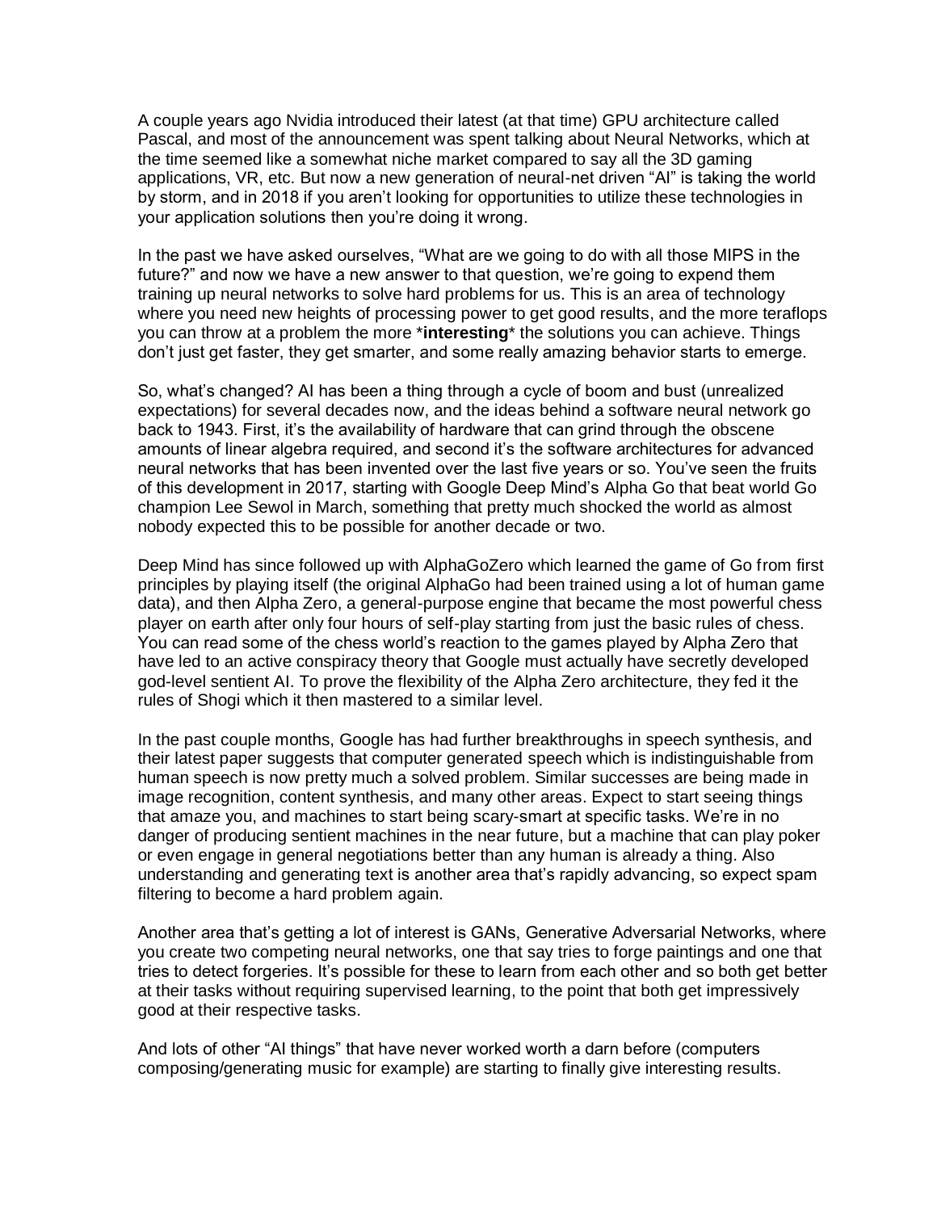A couple years ago Nvidia introduced their latest (at that time) GPU architecture called Pascal, and most of the announcement was spent talking about Neural Networks, which at the time seemed like a somewhat niche market compared to say all the 3D gaming applications, VR, etc. But now a new generation of neural-net driven "AI" is taking the world by storm, and in 2018 if you aren't looking for opportunities to utilize these technologies in your application solutions then you're doing it wrong.

In the past we have asked ourselves, "What are we going to do with all those MIPS in the future?" and now we have a new answer to that question, we're going to expend them training up neural networks to solve hard problems for us. This is an area of technology where you need new heights of processing power to get good results, and the more teraflops you can throw at a problem the more \***interesting**\* the solutions you can achieve. Things don't just get faster, they get smarter, and some really amazing behavior starts to emerge.

So, what's changed? AI has been a thing through a cycle of boom and bust (unrealized expectations) for several decades now, and the ideas behind a software neural network go back to 1943. First, it's the availability of hardware that can grind through the obscene amounts of linear algebra required, and second it's the software architectures for advanced neural networks that has been invented over the last five years or so. You've seen the fruits of this development in 2017, starting with Google Deep Mind's Alpha Go that beat world Go champion Lee Sewol in March, something that pretty much shocked the world as almost nobody expected this to be possible for another decade or two.

Deep Mind has since followed up with AlphaGoZero which learned the game of Go from first principles by playing itself (the original AlphaGo had been trained using a lot of human game data), and then Alpha Zero, a general-purpose engine that became the most powerful chess player on earth after only four hours of self-play starting from just the basic rules of chess. You can read some of the chess world's reaction to the games played by Alpha Zero that have led to an active conspiracy theory that Google must actually have secretly developed god-level sentient AI. To prove the flexibility of the Alpha Zero architecture, they fed it the rules of Shogi which it then mastered to a similar level.

In the past couple months, Google has had further breakthroughs in speech synthesis, and their latest paper suggests that computer generated speech which is indistinguishable from human speech is now pretty much a solved problem. Similar successes are being made in image recognition, content synthesis, and many other areas. Expect to start seeing things that amaze you, and machines to start being scary-smart at specific tasks. We're in no danger of producing sentient machines in the near future, but a machine that can play poker or even engage in general negotiations better than any human is already a thing. Also understanding and generating text is another area that's rapidly advancing, so expect spam filtering to become a hard problem again.

Another area that's getting a lot of interest is GANs, Generative Adversarial Networks, where you create two competing neural networks, one that say tries to forge paintings and one that tries to detect forgeries. It's possible for these to learn from each other and so both get better at their tasks without requiring supervised learning, to the point that both get impressively good at their respective tasks.

And lots of other "AI things" that have never worked worth a darn before (computers composing/generating music for example) are starting to finally give interesting results.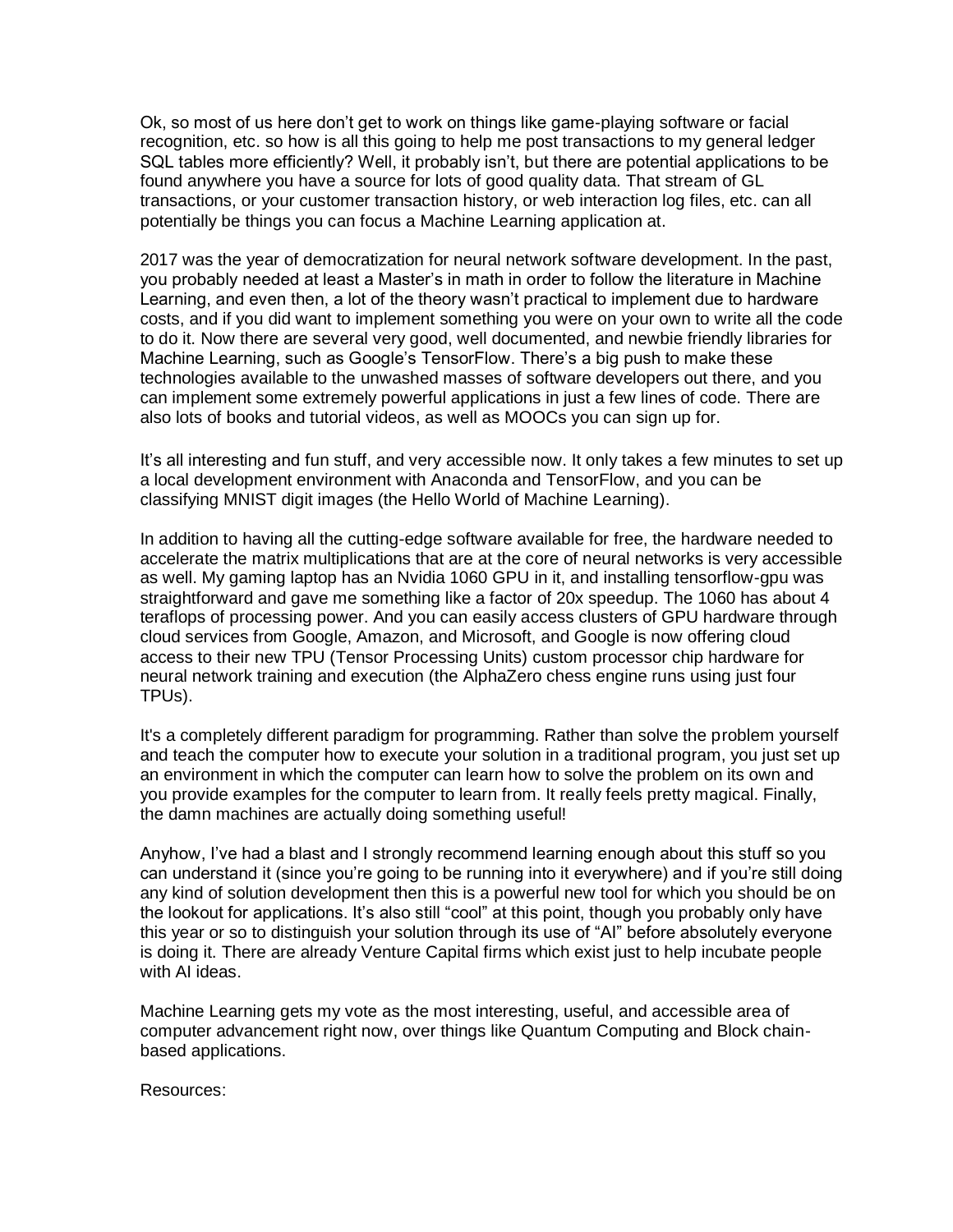Ok, so most of us here don't get to work on things like game-playing software or facial recognition, etc. so how is all this going to help me post transactions to my general ledger SQL tables more efficiently? Well, it probably isn't, but there are potential applications to be found anywhere you have a source for lots of good quality data. That stream of GL transactions, or your customer transaction history, or web interaction log files, etc. can all potentially be things you can focus a Machine Learning application at.

2017 was the year of democratization for neural network software development. In the past, you probably needed at least a Master's in math in order to follow the literature in Machine Learning, and even then, a lot of the theory wasn't practical to implement due to hardware costs, and if you did want to implement something you were on your own to write all the code to do it. Now there are several very good, well documented, and newbie friendly libraries for Machine Learning, such as Google's TensorFlow. There's a big push to make these technologies available to the unwashed masses of software developers out there, and you can implement some extremely powerful applications in just a few lines of code. There are also lots of books and tutorial videos, as well as MOOCs you can sign up for.

It's all interesting and fun stuff, and very accessible now. It only takes a few minutes to set up a local development environment with Anaconda and TensorFlow, and you can be classifying MNIST digit images (the Hello World of Machine Learning).

In addition to having all the cutting-edge software available for free, the hardware needed to accelerate the matrix multiplications that are at the core of neural networks is very accessible as well. My gaming laptop has an Nvidia 1060 GPU in it, and installing tensorflow-gpu was straightforward and gave me something like a factor of 20x speedup. The 1060 has about 4 teraflops of processing power. And you can easily access clusters of GPU hardware through cloud services from Google, Amazon, and Microsoft, and Google is now offering cloud access to their new TPU (Tensor Processing Units) custom processor chip hardware for neural network training and execution (the AlphaZero chess engine runs using just four TPUs).

It's a completely different paradigm for programming. Rather than solve the problem yourself and teach the computer how to execute your solution in a traditional program, you just set up an environment in which the computer can learn how to solve the problem on its own and you provide examples for the computer to learn from. It really feels pretty magical. Finally, the damn machines are actually doing something useful!

Anyhow, I've had a blast and I strongly recommend learning enough about this stuff so you can understand it (since you're going to be running into it everywhere) and if you're still doing any kind of solution development then this is a powerful new tool for which you should be on the lookout for applications. It's also still "cool" at this point, though you probably only have this year or so to distinguish your solution through its use of "AI" before absolutely everyone is doing it. There are already Venture Capital firms which exist just to help incubate people with AI ideas.

Machine Learning gets my vote as the most interesting, useful, and accessible area of computer advancement right now, over things like Quantum Computing and Block chain-based applications.

Resources: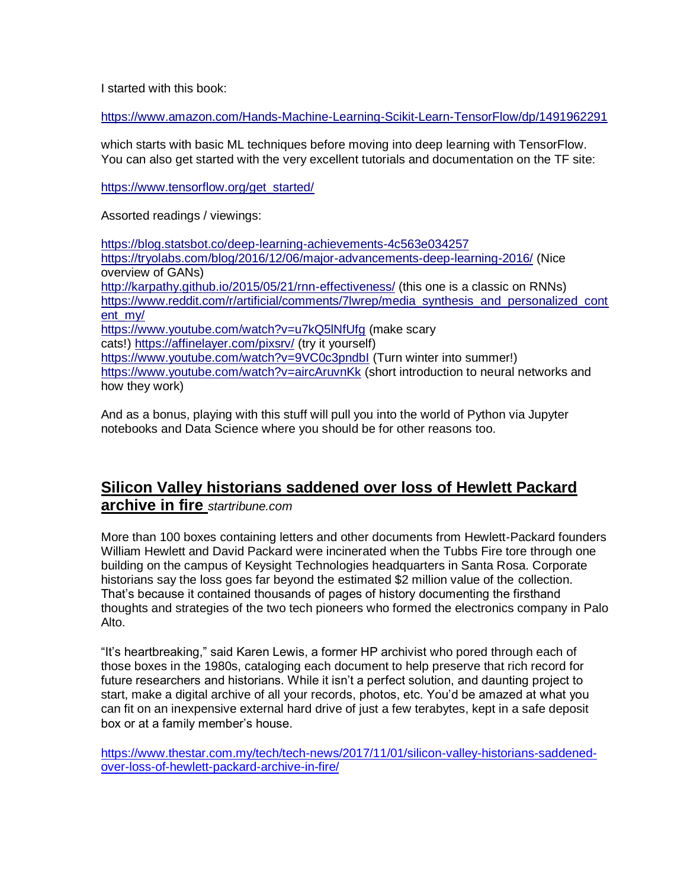I started with this book:

https://www.amazon.com/Hands-Machine-Learning-Scikit-Learn-TensorFlow/dp/1491962291

which starts with basic ML techniques before moving into deep learning with TensorFlow. You can also get started with the very excellent tutorials and documentation on the TF site:

https://www.tensorflow.org/get_started/

Assorted readings / viewings:

https://blog.statsbot.co/deep-learning-achievements-4c563e034257
https://tryolabs.com/blog/2016/12/06/major-advancements-deep-learning-2016/ (Nice overview of GANs)
http://karpathy.github.io/2015/05/21/rnn-effectiveness/ (this one is a classic on RNNs)
https://www.reddit.com/r/artificial/comments/7lwrep/media_synthesis_and_personalized_content_my/
https://www.youtube.com/watch?v=u7kQ5lNfUfg (make scary cats!) https://affinelayer.com/pixsrv/ (try it yourself)
https://www.youtube.com/watch?v=9VC0c3pndbI (Turn winter into summer!)
https://www.youtube.com/watch?v=aircAruvnKk (short introduction to neural networks and how they work)

And as a bonus, playing with this stuff will pull you into the world of Python via Jupyter notebooks and Data Science where you should be for other reasons too.

## **Silicon Valley historians saddened over loss of Hewlett Packard archive in fire** *startribune.com*

More than 100 boxes containing letters and other documents from Hewlett-Packard founders William Hewlett and David Packard were incinerated when the Tubbs Fire tore through one building on the campus of Keysight Technologies headquarters in Santa Rosa. Corporate historians say the loss goes far beyond the estimated $2 million value of the collection. That's because it contained thousands of pages of history documenting the firsthand thoughts and strategies of the two tech pioneers who formed the electronics company in Palo Alto.

"It's heartbreaking," said Karen Lewis, a former HP archivist who pored through each of those boxes in the 1980s, cataloging each document to help preserve that rich record for future researchers and historians. While it isn't a perfect solution, and daunting project to start, make a digital archive of all your records, photos, etc. You'd be amazed at what you can fit on an inexpensive external hard drive of just a few terabytes, kept in a safe deposit box or at a family member's house.

https://www.thestar.com.my/tech/tech-news/2017/11/01/silicon-valley-historians-saddened-over-loss-of-hewlett-packard-archive-in-fire/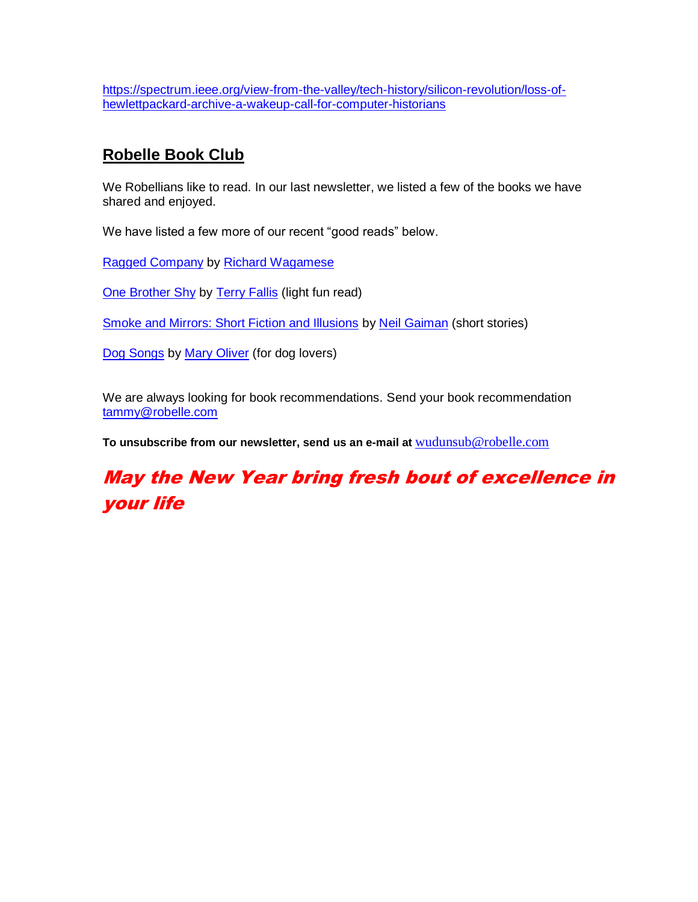https://spectrum.ieee.org/view-from-the-valley/tech-history/silicon-revolution/loss-of-hewlettpackard-archive-a-wakeup-call-for-computer-historians

## Robelle Book Club

We Robellians like to read. In our last newsletter, we listed a few of the books we have shared and enjoyed.

We have listed a few more of our recent "good reads" below.

Ragged Company by Richard Wagamese

One Brother Shy by Terry Fallis (light fun read)

Smoke and Mirrors: Short Fiction and Illusions by Neil Gaiman (short stories)

Dog Songs by Mary Oliver (for dog lovers)

We are always looking for book recommendations. Send your book recommendation tammy@robelle.com

**To unsubscribe from our newsletter, send us an e-mail at** wudunsub@robelle.com

***May the New Year bring fresh bout of excellence in your life***